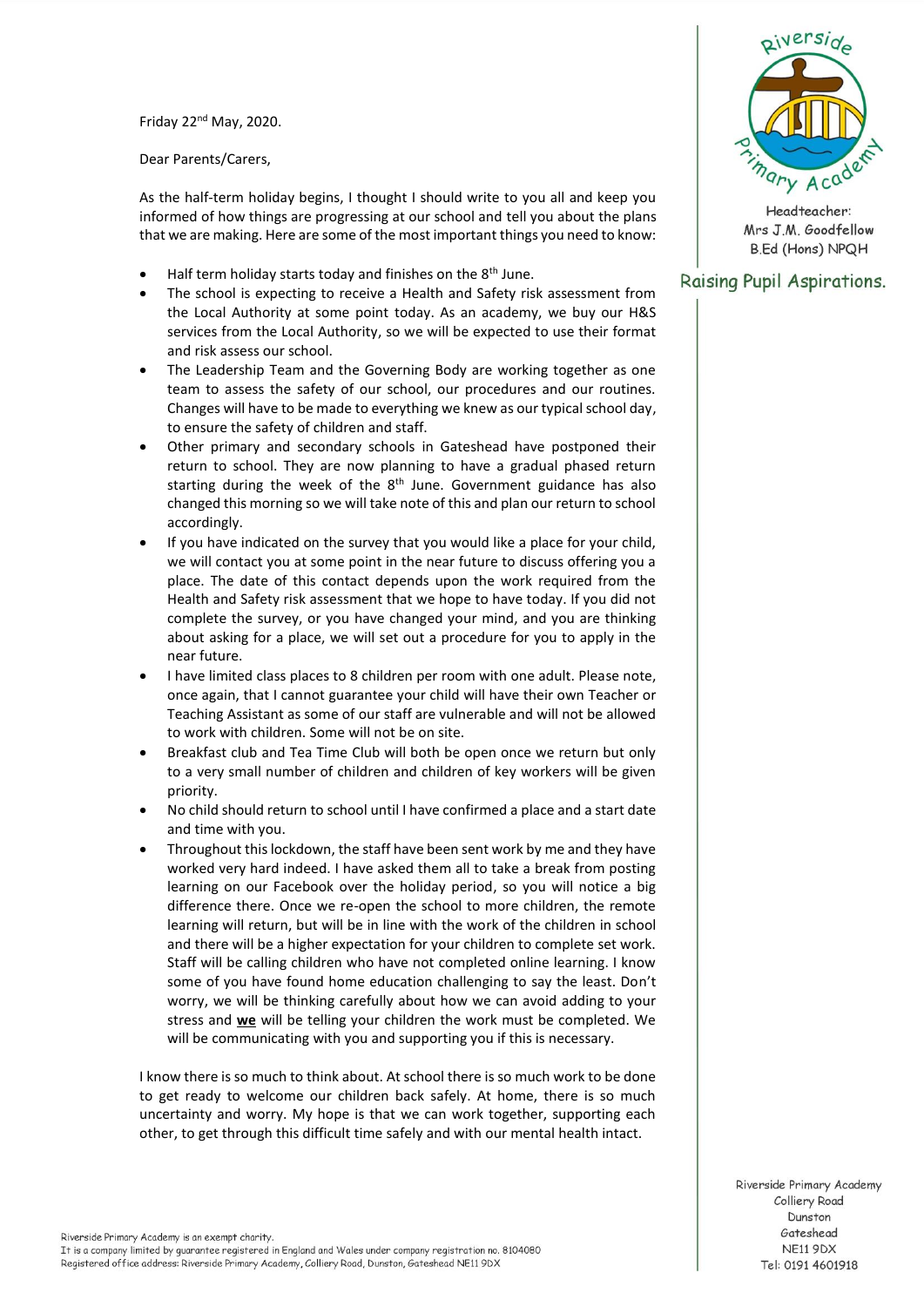Friday 22nd May, 2020.

Dear Parents/Carers,

As the half-term holiday begins, I thought I should write to you all and keep you informed of how things are progressing at our school and tell you about the plans that we are making. Here are some of the most important things you need to know:

- Half term holiday starts today and finishes on the 8th June.
- The school is expecting to receive a Health and Safety risk assessment from the Local Authority at some point today. As an academy, we buy our H&S services from the Local Authority, so we will be expected to use their format and risk assess our school.
- The Leadership Team and the Governing Body are working together as one team to assess the safety of our school, our procedures and our routines. Changes will have to be made to everything we knew as our typical school day, to ensure the safety of children and staff.
- Other primary and secondary schools in Gateshead have postponed their return to school. They are now planning to have a gradual phased return starting during the week of the 8th June. Government guidance has also changed this morning so we will take note of this and plan our return to school accordingly.
- If you have indicated on the survey that you would like a place for your child, we will contact you at some point in the near future to discuss offering you a place. The date of this contact depends upon the work required from the Health and Safety risk assessment that we hope to have today. If you did not complete the survey, or you have changed your mind, and you are thinking about asking for a place, we will set out a procedure for you to apply in the near future.
- I have limited class places to 8 children per room with one adult. Please note, once again, that I cannot guarantee your child will have their own Teacher or Teaching Assistant as some of our staff are vulnerable and will not be allowed to work with children. Some will not be on site.
- Breakfast club and Tea Time Club will both be open once we return but only to a very small number of children and children of key workers will be given priority.
- No child should return to school until I have confirmed a place and a start date and time with you.
- Throughout this lockdown, the staff have been sent work by me and they have worked very hard indeed. I have asked them all to take a break from posting learning on our Facebook over the holiday period, so you will notice a big difference there. Once we re-open the school to more children, the remote learning will return, but will be in line with the work of the children in school and there will be a higher expectation for your children to complete set work. Staff will be calling children who have not completed online learning. I know some of you have found home education challenging to say the least. Don't worry, we will be thinking carefully about how we can avoid adding to your stress and **we** will be telling your children the work must be completed. We will be communicating with you and supporting you if this is necessary.

I know there is so much to think about. At school there is so much work to be done to get ready to welcome our children back safely. At home, there is so much uncertainty and worry. My hope is that we can work together, supporting each other, to get through this difficult time safely and with our mental health intact.

Riverside Primary Academy

Headteacher:
Mrs J.M. Goodfellow
B.Ed (Hons) NPQH

Raising Pupil Aspirations.

Riverside Primary Academy
Colliery Road
Dunston
Gateshead
NE11 9DX
Tel: 0191 4601918

Riverside Primary Academy is an exempt charity.
It is a company limited by guarantee registered in England and Wales under company registration no. 8104080
Registered office address: Riverside Primary Academy, Colliery Road, Dunston, Gateshead NE11 9DX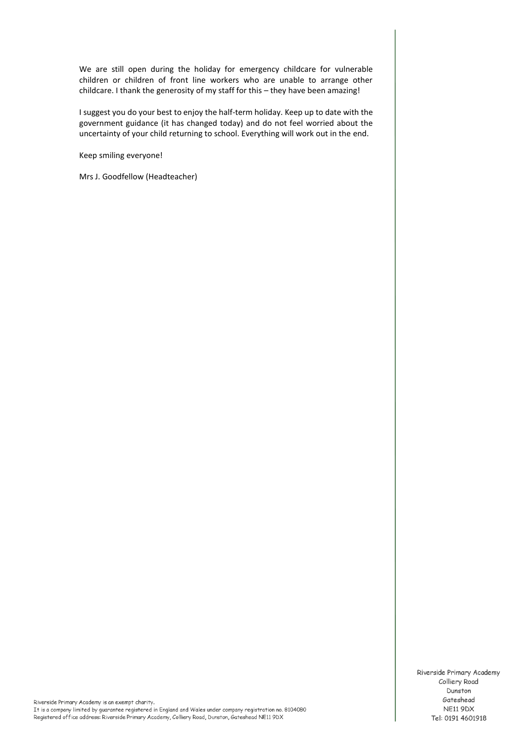We are still open during the holiday for emergency childcare for vulnerable children or children of front line workers who are unable to arrange other childcare. I thank the generosity of my staff for this – they have been amazing!

I suggest you do your best to enjoy the half-term holiday. Keep up to date with the government guidance (it has changed today) and do not feel worried about the uncertainty of your child returning to school. Everything will work out in the end.

Keep smiling everyone!

Mrs J. Goodfellow (Headteacher)